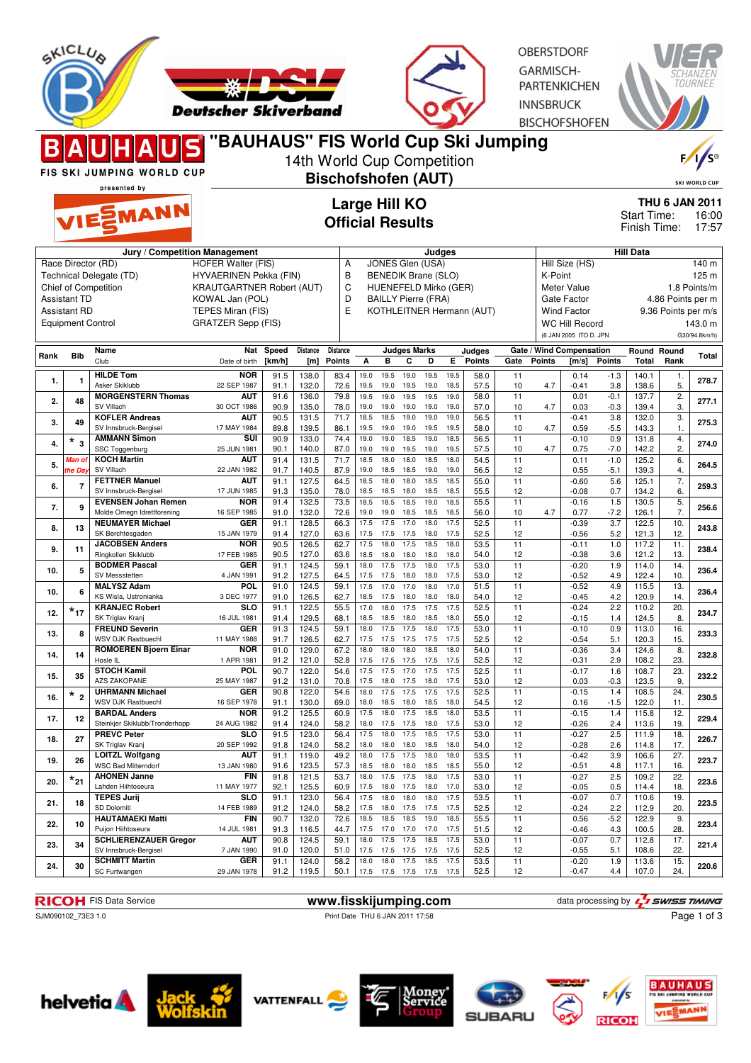# "BAUHAUS" FIS World Cup Ski Jumping

14th World Cup Competition

**Bischofshofen (AUT)**

OBERSTDORF
GARMISCH-PARTENKIRCHEN
INNSBRUCK
BISCHOFSHOFEN

FIS SKI JUMPING WORLD CUP presented by VIESSMANN

## Large Hill KO
## Official Results

**THU 6 JAN 2011**
Start Time: 16:00
Finish Time: 17:57

| Jury / Competition Management | | Judges | | Hill Data | |
|---|---|---|---|---|---|
| Race Director (RD) | HOFER Walter (FIS) | A | JONES Glen (USA) | Hill Size (HS) | 140 m |
| Technical Delegate (TD) | HYVAERINEN Pekka (FIN) | B | BENEDIK Brane (SLO) | K-Point | 125 m |
| Chief of Competition | KRAUTGARTNER Robert (AUT) | C | HUENEFELD Mirko (GER) | Meter Value | 1.8 Points/m |
| Assistant TD | KOWAL Jan (POL) | D | BAILLY Pierre (FRA) | Gate Factor | 4.86 Points per m |
| Assistant RD | TEPES Miran (FIS) | E | KOTHLEITNER Hermann (AUT) | Wind Factor | 9.36 Points per m/s |
| Equipment Control | GRATZER Sepp (FIS) | | | WC Hill Record | 143.0 m |
| | | | | (6 JAN 2005 ITO D. JPN) | G30/94.8km/h) |

| Rank | Bib | Name / Club | Nat / Date of birth | Speed [km/h] | Distance [m] | Distance Points | A | B | C | D | E | Judges Points | Gate | Gate Points | Wind [m/s] | Wind Points | Round Total | Round Rank | Total |
|---|---|---|---|---|---|---|---|---|---|---|---|---|---|---|---|---|---|---|---|
| 1. | 1 | HILDE Tom | NOR | 91.5 | 138.0 | 83.4 | 19.0 | 19.5 | 19.0 | 19.5 | 19.5 | 58.0 | 11 | | 0.14 | -1.3 | 140.1 | 1. | 278.7 |
| | | Asker Skiklubb | 22 SEP 1987 | 91.1 | 132.0 | 72.6 | 19.5 | 19.0 | 19.5 | 19.0 | 18.5 | 57.5 | 10 | 4.7 | -0.41 | 3.8 | 138.6 | 5. | |
| 2. | 48 | MORGENSTERN Thomas | AUT | 91.6 | 136.0 | 79.8 | 19.5 | 19.0 | 19.5 | 19.5 | 19.0 | 58.0 | 11 | | 0.01 | -0.1 | 137.7 | 2. | 277.1 |
| | | SV Villach | 30 OCT 1986 | 90.9 | 135.0 | 78.0 | 19.0 | 19.0 | 19.0 | 19.0 | 19.0 | 57.0 | 10 | 4.7 | 0.03 | -0.3 | 139.4 | 3. | |
| 3. | 49 | KOFLER Andreas | AUT | 90.5 | 131.5 | 71.7 | 18.5 | 18.5 | 19.0 | 19.0 | 19.0 | 56.5 | 11 | | -0.41 | 3.8 | 132.0 | 3. | 275.3 |
| | | SV Innsbruck-Bergisel | 17 MAY 1984 | 89.8 | 139.5 | 86.1 | 19.5 | 19.0 | 19.0 | 19.5 | 19.5 | 58.0 | 10 | 4.7 | 0.59 | -5.5 | 143.3 | 1. | |
| 4. | * 3 | AMMANN Simon | SUI | 90.9 | 133.0 | 74.4 | 19.0 | 19.0 | 18.5 | 19.0 | 18.5 | 56.5 | 11 | | -0.10 | 0.9 | 131.8 | 4. | 274.0 |
| | | SSC Toggenburg | 25 JUN 1981 | 90.1 | 140.0 | 87.0 | 19.0 | 19.0 | 19.5 | 19.0 | 19.5 | 57.5 | 10 | 4.7 | 0.75 | -7.0 | 142.2 | 2. | |
| 5. | Man of the Day | KOCH Martin | AUT | 91.4 | 131.5 | 71.7 | 18.5 | 18.0 | 18.0 | 18.5 | 18.0 | 54.5 | 11 | | 0.11 | -1.0 | 125.2 | 6. | 264.5 |
| | | SV Villach | 22 JAN 1982 | 91.7 | 140.5 | 87.9 | 19.0 | 18.5 | 18.5 | 19.0 | 19.0 | 56.5 | 12 | | 0.55 | -5.1 | 139.3 | 4. | |
| 6. | 7 | FETTNER Manuel | AUT | 91.1 | 127.5 | 64.5 | 18.5 | 18.5 | 18.0 | 18.5 | 18.5 | 55.0 | 11 | | -0.60 | 5.6 | 125.1 | 7. | 259.3 |
| | | SV Innsbruck-Bergisel | 17 JUN 1985 | 91.3 | 135.0 | 78.0 | 18.5 | 18.5 | 18.0 | 18.5 | 18.5 | 55.5 | 12 | | -0.08 | 0.7 | 134.2 | 6. | |
| 7. | 9 | EVENSEN Johan Remen | NOR | 91.4 | 132.5 | 73.5 | 18.5 | 18.5 | 18.5 | 19.0 | 18.5 | 55.5 | 11 | | -0.16 | 1.5 | 130.5 | 5. | 256.6 |
| | | Molde Omegn Idrettforening | 16 SEP 1985 | 91.0 | 132.0 | 72.6 | 19.0 | 19.0 | 18.5 | 18.5 | 18.5 | 56.0 | 10 | 4.7 | 0.77 | -7.2 | 126.1 | 7. | |
| 8. | 13 | NEUMAYER Michael | GER | 91.1 | 128.5 | 66.3 | 17.5 | 17.5 | 17.0 | 18.0 | 17.5 | 52.5 | 11 | | -0.39 | 3.7 | 122.5 | 10. | 243.8 |
| | | SK Berchtesgaden | 15 JAN 1979 | 91.4 | 127.0 | 63.6 | 17.5 | 17.5 | 17.5 | 18.0 | 17.5 | 52.5 | 12 | | -0.56 | 5.2 | 121.3 | 12. | |
| 9. | 11 | JACOBSEN Anders | NOR | 90.5 | 126.5 | 62.7 | 17.5 | 18.0 | 17.5 | 18.5 | 18.0 | 53.5 | 11 | | -0.11 | 1.0 | 117.2 | 11. | 238.4 |
| | | Ringkollen Skiklubb | 17 FEB 1985 | 90.5 | 127.0 | 63.6 | 18.5 | 18.0 | 18.0 | 18.0 | 18.0 | 54.0 | 12 | | -0.38 | 3.6 | 121.2 | 13. | |
| 10. | 5 | BODMER Pascal | GER | 91.1 | 124.5 | 59.1 | 18.0 | 17.5 | 17.5 | 18.0 | 17.5 | 53.0 | 11 | | -0.20 | 1.9 | 114.0 | 14. | 236.4 |
| | | SV Messstetten | 4 JAN 1991 | 91.2 | 127.5 | 64.5 | 17.5 | 17.5 | 18.0 | 18.0 | 17.5 | 53.0 | 12 | | -0.52 | 4.9 | 122.4 | 10. | |
| 10. | 6 | MALYSZ Adam | POL | 91.0 | 124.5 | 59.1 | 17.5 | 17.0 | 17.0 | 18.0 | 17.0 | 51.5 | 11 | | -0.52 | 4.9 | 115.5 | 13. | 236.4 |
| | | KS Wisla, Ustronianka | 3 DEC 1977 | 91.0 | 126.5 | 62.7 | 18.5 | 17.5 | 18.0 | 18.0 | 18.0 | 54.0 | 12 | | -0.45 | 4.2 | 120.9 | 14. | |
| 12. | *17 | KRANJEC Robert | SLO | 91.1 | 122.5 | 55.5 | 17.0 | 18.0 | 17.5 | 17.5 | 17.5 | 52.5 | 11 | | -0.24 | 2.2 | 110.2 | 20. | 234.7 |
| | | SK Triglav Kranj | 16 JUL 1981 | 91.4 | 129.5 | 68.1 | 18.5 | 18.5 | 18.0 | 18.5 | 18.0 | 55.0 | 12 | | -0.15 | 1.4 | 124.5 | 8. | |
| 13. | 8 | FREUND Severin | GER | 91.3 | 124.5 | 59.1 | 18.0 | 17.5 | 17.5 | 18.0 | 17.5 | 53.0 | 11 | | -0.10 | 0.9 | 113.0 | 16. | 233.3 |
| | | WSV DJK Rastbuechl | 11 MAY 1988 | 91.7 | 126.5 | 62.7 | 17.5 | 17.5 | 17.5 | 17.5 | 17.5 | 52.5 | 12 | | -0.54 | 5.1 | 120.3 | 15. | |
| 14. | 14 | ROMOEREN Bjoern Einar | NOR | 91.0 | 129.0 | 67.2 | 18.0 | 18.0 | 18.0 | 18.5 | 18.0 | 54.0 | 11 | | -0.36 | 3.4 | 124.6 | 8. | 232.8 |
| | | Hosle IL | 1 APR 1981 | 91.2 | 121.0 | 52.8 | 17.5 | 17.5 | 17.5 | 17.5 | 17.5 | 52.5 | 12 | | -0.31 | 2.9 | 108.2 | 23. | |
| 15. | 35 | STOCH Kamil | POL | 90.7 | 122.0 | 54.6 | 17.5 | 17.5 | 17.0 | 17.5 | 17.5 | 52.5 | 11 | | -0.17 | 1.6 | 108.7 | 23. | 232.2 |
| | | AZS ZAKOPANE | 25 MAY 1987 | 91.2 | 131.0 | 70.8 | 17.5 | 18.0 | 17.5 | 18.0 | 17.5 | 53.0 | 12 | | 0.03 | -0.3 | 123.5 | 9. | |
| 16. | * 2 | UHRMANN Michael | GER | 90.8 | 122.0 | 54.6 | 18.0 | 17.5 | 17.5 | 17.5 | 17.5 | 52.5 | 11 | | -0.15 | 1.4 | 108.5 | 24. | 230.5 |
| | | WSV DJK Rastbuechl | 16 SEP 1978 | 91.1 | 130.0 | 69.0 | 18.0 | 18.5 | 18.0 | 18.5 | 18.0 | 54.5 | 12 | | 0.16 | -1.5 | 122.0 | 11. | |
| 17. | 12 | BARDAL Anders | NOR | 91.2 | 125.5 | 60.9 | 17.5 | 18.0 | 17.5 | 18.5 | 18.0 | 53.5 | 11 | | -0.15 | 1.4 | 115.8 | 12. | 229.4 |
| | | Steinkjer Skiklubb/Tronderhopp | 24 AUG 1982 | 91.4 | 124.0 | 58.2 | 18.0 | 17.5 | 17.5 | 18.0 | 17.5 | 53.0 | 12 | | -0.26 | 2.4 | 113.6 | 19. | |
| 18. | 27 | PREVC Peter | SLO | 91.5 | 123.0 | 56.4 | 17.5 | 18.0 | 17.5 | 18.5 | 17.5 | 53.0 | 11 | | -0.27 | 2.5 | 111.9 | 18. | 226.7 |
| | | SK Triglav Kranj | 20 SEP 1992 | 91.8 | 124.0 | 58.2 | 18.0 | 18.0 | 18.0 | 18.5 | 18.0 | 54.0 | 12 | | -0.28 | 2.6 | 114.8 | 17. | |
| 19. | 26 | LOITZL Wolfgang | AUT | 91.1 | 119.0 | 49.2 | 18.0 | 17.5 | 17.5 | 18.0 | 18.0 | 53.5 | 11 | | -0.42 | 3.9 | 106.6 | 27. | 223.7 |
| | | WSC Bad Mitterndorf | 13 JAN 1980 | 91.6 | 123.5 | 57.3 | 18.5 | 18.0 | 18.0 | 18.5 | 18.5 | 55.0 | 12 | | -0.51 | 4.8 | 117.1 | 16. | |
| 20. | *21 | AHONEN Janne | FIN | 91.8 | 121.5 | 53.7 | 18.0 | 17.5 | 17.5 | 18.0 | 17.5 | 53.0 | 11 | | -0.27 | 2.5 | 109.2 | 22. | 223.6 |
| | | Lahden Hiihtoseura | 11 MAY 1977 | 92.1 | 125.5 | 60.9 | 17.5 | 18.0 | 17.5 | 18.0 | 17.0 | 53.0 | 12 | | -0.05 | 0.5 | 114.4 | 18. | |
| 21. | 18 | TEPES Jurij | SLO | 91.1 | 123.0 | 56.4 | 17.5 | 18.0 | 18.0 | 18.0 | 17.5 | 53.5 | 11 | | -0.07 | 0.7 | 110.6 | 19. | 223.5 |
| | | SD Dolomiti | 14 FEB 1989 | 91.2 | 124.0 | 58.2 | 17.5 | 18.0 | 17.5 | 17.5 | 17.5 | 52.5 | 12 | | -0.24 | 2.2 | 112.9 | 20. | |
| 22. | 10 | HAUTAMAEKI Matti | FIN | 90.7 | 132.0 | 72.6 | 18.5 | 18.5 | 18.5 | 19.0 | 18.5 | 55.5 | 11 | | 0.56 | -5.2 | 122.9 | 9. | 223.4 |
| | | Puijon Hiihtoseura | 14 JUL 1981 | 91.3 | 116.5 | 44.7 | 17.5 | 17.0 | 17.0 | 17.0 | 17.5 | 51.5 | 12 | | -0.46 | 4.3 | 100.5 | 28. | |
| 23. | 34 | SCHLIERENZAUER Gregor | AUT | 90.8 | 124.5 | 59.1 | 18.0 | 17.5 | 17.5 | 18.5 | 17.5 | 53.0 | 11 | | -0.07 | 0.7 | 112.8 | 17. | 221.4 |
| | | SV Innsbruck-Bergisel | 7 JAN 1990 | 91.0 | 120.0 | 51.0 | 17.5 | 17.5 | 17.5 | 17.5 | 17.5 | 52.5 | 12 | | -0.55 | 5.1 | 108.6 | 22. | |
| 24. | 30 | SCHMITT Martin | GER | 91.1 | 124.0 | 58.2 | 18.0 | 18.0 | 17.5 | 18.5 | 17.5 | 53.5 | 11 | | -0.20 | 1.9 | 113.6 | 15. | 220.6 |
| | | SC Furtwangen | 29 JAN 1978 | 91.2 | 119.5 | 50.1 | 17.5 | 17.5 | 17.5 | 17.5 | 17.5 | 52.5 | 12 | | -0.47 | 4.4 | 107.0 | 24. | |

RICOH FIS Data Service — www.fisskijumping.com — data processing by SWISS TIMING

SJM090102_73E3 1.0 — Print Date THU 6 JAN 2011 17:58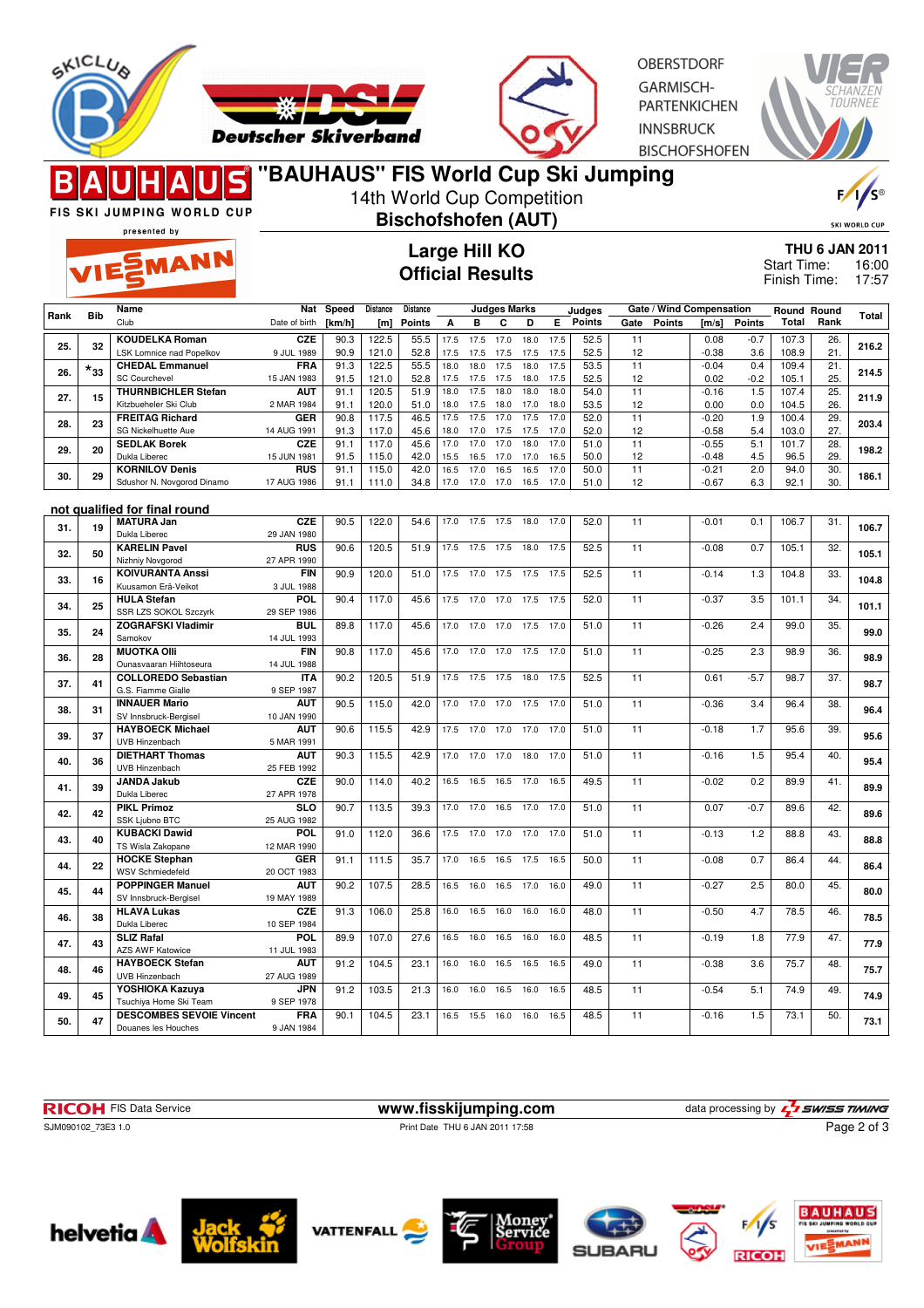# "BAUHAUS" FIS World Cup Ski Jumping

14th World Cup Competition

**Bischofshofen (AUT)**

## Large Hill KO
## Official Results

THU 6 JAN 2011
Start Time: 16:00
Finish Time: 17:57

| Rank | Bib | Name / Club | Nat / Date of birth | Speed [km/h] | Distance [m] | Distance Points | A | B | C | D | E | Judges Points | Gate | Gate Points | Wind [m/s] | Wind Points | Round Total | Round Rank | Total |
|---|---|---|---|---|---|---|---|---|---|---|---|---|---|---|---|---|---|---|---|
| 25. | 32 | KOUDELKA Roman / LSK Lomnice nad Popelkov | CZE / 9 JUL 1989 | 90.3 / 90.9 | 122.5 / 121.0 | 55.5 / 52.8 | 17.5 / 17.5 | 17.5 / 17.5 | 17.0 / 17.5 | 18.0 / 17.5 | 17.5 / 17.5 | 52.5 / 52.5 | 11 / 12 | | 0.08 / -0.38 | -0.7 / 3.6 | 107.3 / 108.9 | 26. / 21. | 216.2 |
| 26. | *33 | CHEDAL Emmanuel / SC Courchevel | FRA / 15 JAN 1983 | 91.3 / 91.5 | 122.5 / 121.0 | 55.5 / 52.8 | 18.0 / 17.5 | 18.0 / 17.5 | 17.5 / 17.5 | 18.0 / 18.0 | 17.5 / 17.5 | 53.5 / 52.5 | 11 / 12 | | -0.04 / 0.02 | 0.4 / -0.2 | 109.4 / 105.1 | 21. / 25. | 214.5 |
| 27. | 15 | THURNBICHLER Stefan / Kitzbueheler Ski Club | AUT / 2 MAR 1984 | 91.1 / 91.1 | 120.5 / 120.0 | 51.9 / 51.0 | 18.0 / 18.0 | 17.5 / 17.5 | 18.0 / 18.0 | 18.0 / 18.0 | 18.0 / 18.0 | 54.0 / 53.5 | 11 / 12 | | -0.16 / 0.00 | 1.5 / 0.0 | 107.4 / 104.5 | 25. / 26. | 211.9 |
| 28. | 23 | FREITAG Richard / SG Nickelhuette Aue | GER / 14 AUG 1991 | 90.8 / 91.3 | 117.5 / 117.0 | 46.5 / 45.6 | 17.5 / 18.0 | 17.5 / 17.0 | 17.0 / 17.5 | 17.5 / 17.5 | 17.0 / 17.5 | 52.0 / 52.0 | 11 / 12 | | -0.20 / -0.58 | 1.9 / 5.4 | 100.4 / 103.0 | 29. / 27. | 203.4 |
| 29. | 20 | SEDLAK Borek / Dukla Liberec | CZE / 15 JUN 1981 | 91.1 / 91.5 | 117.0 / 115.0 | 45.6 / 42.0 | 17.0 / 15.5 | 17.0 / 16.5 | 17.0 / 17.0 | 18.0 / 17.0 | 17.0 / 16.5 | 51.0 / 50.0 | 11 / 12 | | -0.55 / -0.48 | 5.1 / 4.5 | 101.7 / 96.5 | 28. / 29. | 198.2 |
| 30. | 29 | KORNILOV Denis / Sdushor N. Novgorod Dinamo | RUS / 17 AUG 1986 | 91.1 / 91.1 | 115.0 / 111.0 | 42.0 / 34.8 | 16.5 / 17.0 | 17.0 / 17.0 | 16.5 / 17.0 | 16.5 / 16.5 | 17.0 / 17.0 | 50.0 / 51.0 | 11 / 12 | | -0.21 / -0.67 | 2.0 / 6.3 | 94.0 / 92.1 | 30. / 30. | 186.1 |

**not qualified for final round**

| Rank | Bib | Name / Club | Nat / Date of birth | Speed [km/h] | Distance [m] | Distance Points | A | B | C | D | E | Judges Points | Gate | Gate Points | Wind [m/s] | Wind Points | Round Total | Round Rank | Total |
|---|---|---|---|---|---|---|---|---|---|---|---|---|---|---|---|---|---|---|---|
| 31. | 19 | MATURA Jan / Dukla Liberec | CZE / 29 JAN 1980 | 90.5 | 122.0 | 54.6 | 17.0 | 17.5 | 17.5 | 18.0 | 17.0 | 52.0 | 11 | | -0.01 | 0.1 | 106.7 | 31. | 106.7 |
| 32. | 50 | KARELIN Pavel / Nizhniy Novgorod | RUS / 27 APR 1990 | 90.6 | 120.5 | 51.9 | 17.5 | 17.5 | 17.5 | 18.0 | 17.5 | 52.5 | 11 | | -0.08 | 0.7 | 105.1 | 32. | 105.1 |
| 33. | 16 | KOIVURANTA Anssi / Kuusamon Erä-Veikot | FIN / 3 JUL 1988 | 90.9 | 120.0 | 51.0 | 17.5 | 17.0 | 17.5 | 17.5 | 17.5 | 52.5 | 11 | | -0.14 | 1.3 | 104.8 | 33. | 104.8 |
| 34. | 25 | HULA Stefan / SSR LZS SOKOL Szczyrk | POL / 29 SEP 1986 | 90.4 | 117.0 | 45.6 | 17.5 | 17.0 | 17.0 | 17.5 | 17.5 | 52.0 | 11 | | -0.37 | 3.5 | 101.1 | 34. | 101.1 |
| 35. | 24 | ZOGRAFSKI Vladimir / Samokov | BUL / 14 JUL 1993 | 89.8 | 117.0 | 45.6 | 17.0 | 17.0 | 17.0 | 17.5 | 17.0 | 51.0 | 11 | | -0.26 | 2.4 | 99.0 | 35. | 99.0 |
| 36. | 28 | MUOTKA Olli / Ounasvaaran Hiihtoseura | FIN / 14 JUL 1988 | 90.8 | 117.0 | 45.6 | 17.0 | 17.0 | 17.0 | 17.5 | 17.0 | 51.0 | 11 | | -0.25 | 2.3 | 98.9 | 36. | 98.9 |
| 37. | 41 | COLLOREDO Sebastian / G.S. Fiamme Gialle | ITA / 9 SEP 1987 | 90.2 | 120.5 | 51.9 | 17.5 | 17.5 | 17.5 | 18.0 | 17.5 | 52.5 | 11 | | 0.61 | -5.7 | 98.7 | 37. | 98.7 |
| 38. | 31 | INNAUER Mario / SV Innsbruck-Bergisel | AUT / 10 JAN 1990 | 90.5 | 115.0 | 42.0 | 17.0 | 17.0 | 17.0 | 17.5 | 17.0 | 51.0 | 11 | | -0.36 | 3.4 | 96.4 | 38. | 96.4 |
| 39. | 37 | HAYBOECK Michael / UVB Hinzenbach | AUT / 5 MAR 1991 | 90.6 | 115.5 | 42.9 | 17.5 | 17.0 | 17.0 | 17.0 | 17.0 | 51.0 | 11 | | -0.18 | 1.7 | 95.6 | 39. | 95.6 |
| 40. | 36 | DIETHART Thomas / UVB Hinzenbach | AUT / 25 FEB 1992 | 90.3 | 115.5 | 42.9 | 17.0 | 17.0 | 17.0 | 18.0 | 17.0 | 51.0 | 11 | | -0.16 | 1.5 | 95.4 | 40. | 95.4 |
| 41. | 39 | JANDA Jakub / Dukla Liberec | CZE / 27 APR 1978 | 90.0 | 114.0 | 40.2 | 16.5 | 16.5 | 16.5 | 17.0 | 16.5 | 49.5 | 11 | | -0.02 | 0.2 | 89.9 | 41. | 89.9 |
| 42. | 42 | PIKL Primoz / SSK Ljubno BTC | SLO / 25 AUG 1982 | 90.7 | 113.5 | 39.3 | 17.0 | 17.0 | 16.5 | 17.0 | 17.0 | 51.0 | 11 | | 0.07 | -0.7 | 89.6 | 42. | 89.6 |
| 43. | 40 | KUBACKI Dawid / TS Wisla Zakopane | POL / 12 MAR 1990 | 91.0 | 112.0 | 36.6 | 17.5 | 17.0 | 17.0 | 17.0 | 17.0 | 51.0 | 11 | | -0.13 | 1.2 | 88.8 | 43. | 88.8 |
| 44. | 22 | HOCKE Stephan / WSV Schmiedefeld | GER / 20 OCT 1983 | 91.1 | 111.5 | 35.7 | 17.0 | 16.5 | 16.5 | 17.5 | 16.5 | 50.0 | 11 | | -0.08 | 0.7 | 86.4 | 44. | 86.4 |
| 45. | 44 | POPPINGER Manuel / SV Innsbruck-Bergisel | AUT / 19 MAY 1989 | 90.2 | 107.5 | 28.5 | 16.5 | 16.0 | 16.5 | 17.0 | 16.0 | 49.0 | 11 | | -0.27 | 2.5 | 80.0 | 45. | 80.0 |
| 46. | 38 | HLAVA Lukas / Dukla Liberec | CZE / 10 SEP 1984 | 91.3 | 106.0 | 25.8 | 16.0 | 16.5 | 16.0 | 16.0 | 16.0 | 48.0 | 11 | | -0.50 | 4.7 | 78.5 | 46. | 78.5 |
| 47. | 43 | SLIZ Rafal / AZS AWF Katowice | POL / 11 JUL 1983 | 89.9 | 107.0 | 27.6 | 16.5 | 16.0 | 16.5 | 16.0 | 16.0 | 48.5 | 11 | | -0.19 | 1.8 | 77.9 | 47. | 77.9 |
| 48. | 46 | HAYBOECK Stefan / UVB Hinzenbach | AUT / 27 AUG 1989 | 91.2 | 104.5 | 23.1 | 16.0 | 16.0 | 16.5 | 16.5 | 16.5 | 49.0 | 11 | | -0.38 | 3.6 | 75.7 | 48. | 75.7 |
| 49. | 45 | YOSHIOKA Kazuya / Tsuchiya Home Ski Team | JPN / 9 SEP 1978 | 91.2 | 103.5 | 21.3 | 16.0 | 16.0 | 16.5 | 16.0 | 16.5 | 48.5 | 11 | | -0.54 | 5.1 | 74.9 | 49. | 74.9 |
| 50. | 47 | DESCOMBES SEVOIE Vincent / Douanes les Houches | FRA / 9 JAN 1984 | 90.1 | 104.5 | 23.1 | 16.5 | 15.5 | 16.0 | 16.0 | 16.5 | 48.5 | 11 | | -0.16 | 1.5 | 73.1 | 50. | 73.1 |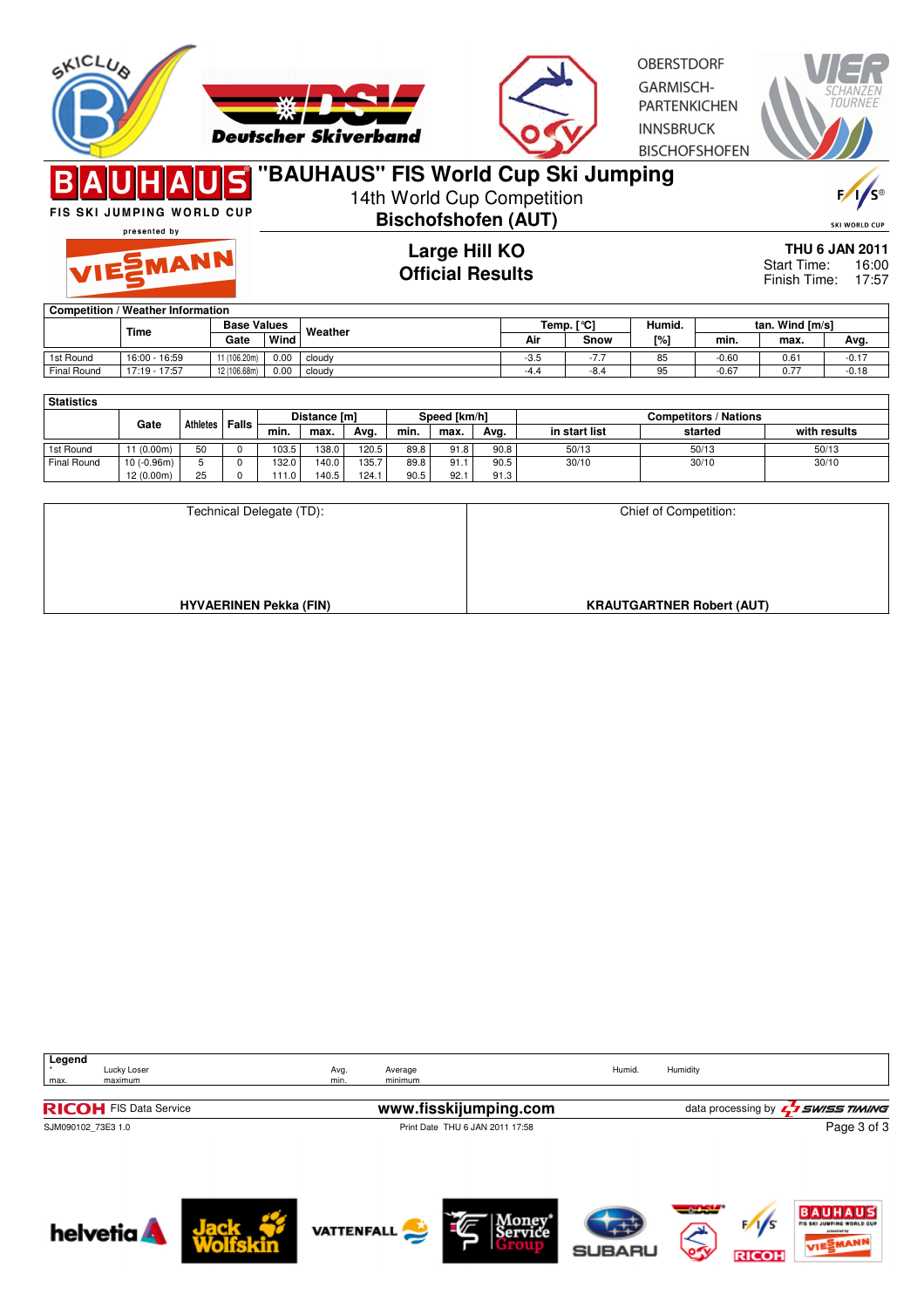OBERSTDORF
GARMISCH-PARTENKIRCHEN
INNSBRUCK
BISCHOFSHOFEN

# "BAUHAUS" FIS World Cup Ski Jumping

FIS SKI JUMPING WORLD CUP presented by VIESSMANN

14th World Cup Competition
**Bischofshofen (AUT)**

## Large Hill KO
## Official Results

**THU 6 JAN 2011**
Start Time: 16:00
Finish Time: 17:57

**Competition / Weather Information**

| | Time | Base Values | | Weather | Temp. [°C] | | Humid. | tan. Wind [m/s] | | |
|---|---|---|---|---|---|---|---|---|---|---|
| | | Gate | Wind | | Air | Snow | [%] | min. | max. | Avg. |
| 1st Round | 16:00 - 16:59 | 11 (106.20m) | 0.00 | cloudy | -3.5 | -7.7 | 85 | -0.60 | 0.61 | -0.17 |
| Final Round | 17:19 - 17:57 | 12 (106.68m) | 0.00 | cloudy | -4.4 | -8.4 | 95 | -0.67 | 0.77 | -0.18 |

**Statistics**

| | Gate | Athletes | Falls | Distance [m] | | | Speed [km/h] | | | Competitors / Nations | | |
|---|---|---|---|---|---|---|---|---|---|---|---|---|
| | | | | min. | max. | Avg. | min. | max. | Avg. | in start list | started | with results |
| 1st Round | 11 (0.00m) | 50 | 0 | 103.5 | 138.0 | 120.5 | 89.8 | 91.8 | 90.8 | 50/13 | 50/13 | 50/13 |
| Final Round | 10 (-0.96m) | 5 | 0 | 132.0 | 140.0 | 135.7 | 89.8 | 91.1 | 90.5 | 30/10 | 30/10 | 30/10 |
| | 12 (0.00m) | 25 | 0 | 111.0 | 140.5 | 124.1 | 90.5 | 92.1 | 91.3 | | | |

| Technical Delegate (TD): | Chief of Competition: |
|---|---|
| **HYVAERINEN Pekka (FIN)** | **KRAUTGARTNER Robert (AUT)** |

**Legend**

| | | | | | |
|---|---|---|---|---|---|
| * | Lucky Loser | Avg. | Average | Humid. | Humidity |
| max. | maximum | min. | minimum | | |

RICOH FIS Data Service — www.fisskijumping.com — data processing by SWISS TIMING

SJM090102_73E3 1.0 — Print Date THU 6 JAN 2011 17:58